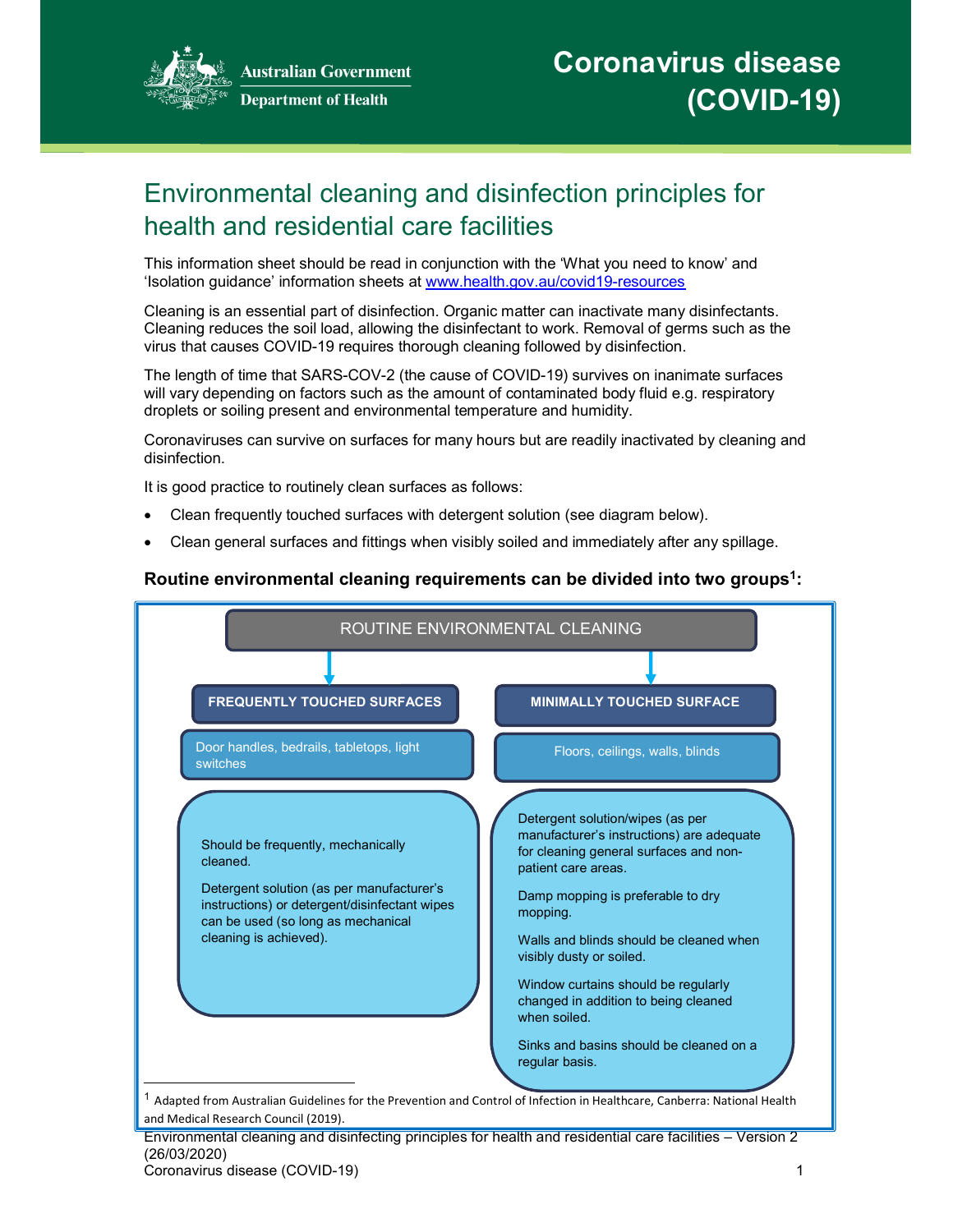Australian Government
Department of Health

# Coronavirus disease (COVID-19)

## Environmental cleaning and disinfection principles for health and residential care facilities

This information sheet should be read in conjunction with the 'What you need to know' and 'Isolation guidance' information sheets at [www.health.gov.au/covid19-resources](http://www.health.gov.au/covid19-resources)

Cleaning is an essential part of disinfection. Organic matter can inactivate many disinfectants. Cleaning reduces the soil load, allowing the disinfectant to work. Removal of germs such as the virus that causes COVID-19 requires thorough cleaning followed by disinfection.

The length of time that SARS-COV-2 (the cause of COVID-19) survives on inanimate surfaces will vary depending on factors such as the amount of contaminated body fluid e.g. respiratory droplets or soiling present and environmental temperature and humidity.

Coronaviruses can survive on surfaces for many hours but are readily inactivated by cleaning and disinfection.

It is good practice to routinely clean surfaces as follows:

- Clean frequently touched surfaces with detergent solution (see diagram below).
- Clean general surfaces and fittings when visibly soiled and immediately after any spillage.

**Routine environmental cleaning requirements can be divided into two groups[1]:**

ROUTINE ENVIRONMENTAL CLEANING

| FREQUENTLY TOUCHED SURFACES | MINIMALLY TOUCHED SURFACE |
|---|---|
| Door handles, bedrails, tabletops, light switches | Floors, ceilings, walls, blinds |
| Should be frequently, mechanically cleaned.<br><br>Detergent solution (as per manufacturer's instructions) or detergent/disinfectant wipes can be used (so long as mechanical cleaning is achieved). | Detergent solution/wipes (as per manufacturer's instructions) are adequate for cleaning general surfaces and non-patient care areas.<br><br>Damp mopping is preferable to dry mopping.<br><br>Walls and blinds should be cleaned when visibly dusty or soiled.<br><br>Window curtains should be regularly changed in addition to being cleaned when soiled.<br><br>Sinks and basins should be cleaned on a regular basis. |

[1] Adapted from Australian Guidelines for the Prevention and Control of Infection in Healthcare, Canberra: National Health and Medical Research Council (2019).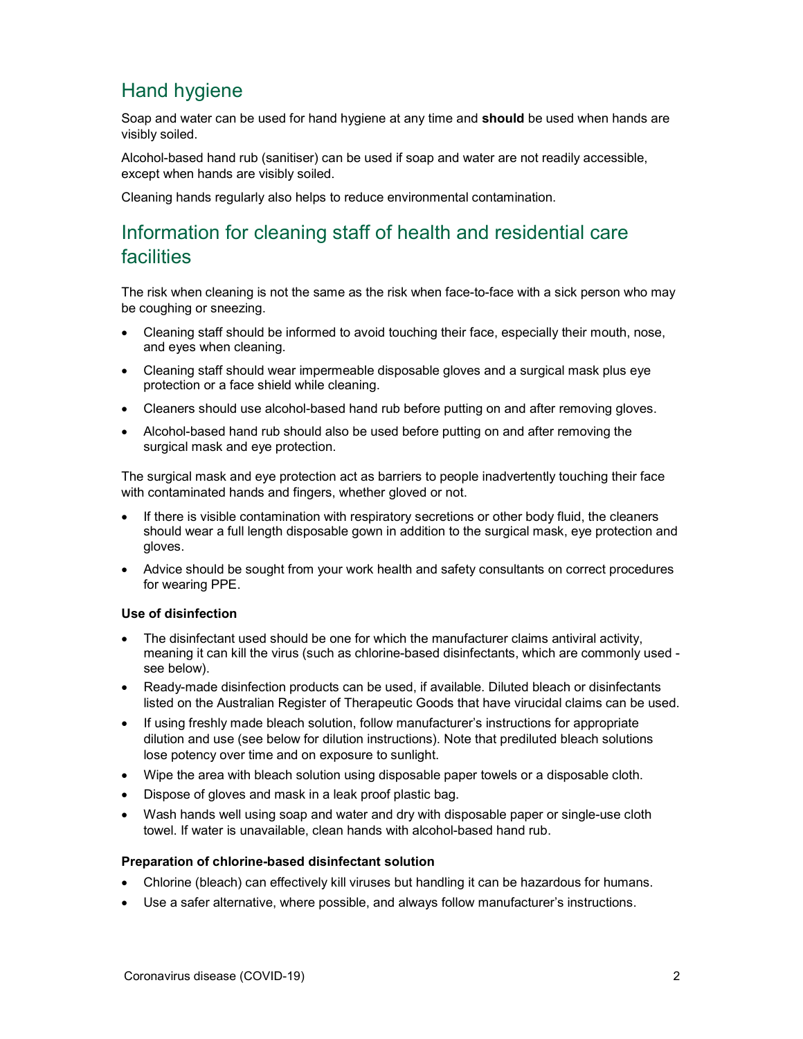## Hand hygiene

Soap and water can be used for hand hygiene at any time and **should** be used when hands are visibly soiled.

Alcohol-based hand rub (sanitiser) can be used if soap and water are not readily accessible, except when hands are visibly soiled.

Cleaning hands regularly also helps to reduce environmental contamination.

## Information for cleaning staff of health and residential care facilities

The risk when cleaning is not the same as the risk when face-to-face with a sick person who may be coughing or sneezing.

- Cleaning staff should be informed to avoid touching their face, especially their mouth, nose, and eyes when cleaning.
- Cleaning staff should wear impermeable disposable gloves and a surgical mask plus eye protection or a face shield while cleaning.
- Cleaners should use alcohol-based hand rub before putting on and after removing gloves.
- Alcohol-based hand rub should also be used before putting on and after removing the surgical mask and eye protection.

The surgical mask and eye protection act as barriers to people inadvertently touching their face with contaminated hands and fingers, whether gloved or not.

- If there is visible contamination with respiratory secretions or other body fluid, the cleaners should wear a full length disposable gown in addition to the surgical mask, eye protection and gloves.
- Advice should be sought from your work health and safety consultants on correct procedures for wearing PPE.

**Use of disinfection**

- The disinfectant used should be one for which the manufacturer claims antiviral activity, meaning it can kill the virus (such as chlorine-based disinfectants, which are commonly used - see below).
- Ready-made disinfection products can be used, if available. Diluted bleach or disinfectants listed on the Australian Register of Therapeutic Goods that have virucidal claims can be used.
- If using freshly made bleach solution, follow manufacturer's instructions for appropriate dilution and use (see below for dilution instructions). Note that prediluted bleach solutions lose potency over time and on exposure to sunlight.
- Wipe the area with bleach solution using disposable paper towels or a disposable cloth.
- Dispose of gloves and mask in a leak proof plastic bag.
- Wash hands well using soap and water and dry with disposable paper or single-use cloth towel. If water is unavailable, clean hands with alcohol-based hand rub.

**Preparation of chlorine-based disinfectant solution**

- Chlorine (bleach) can effectively kill viruses but handling it can be hazardous for humans.
- Use a safer alternative, where possible, and always follow manufacturer's instructions.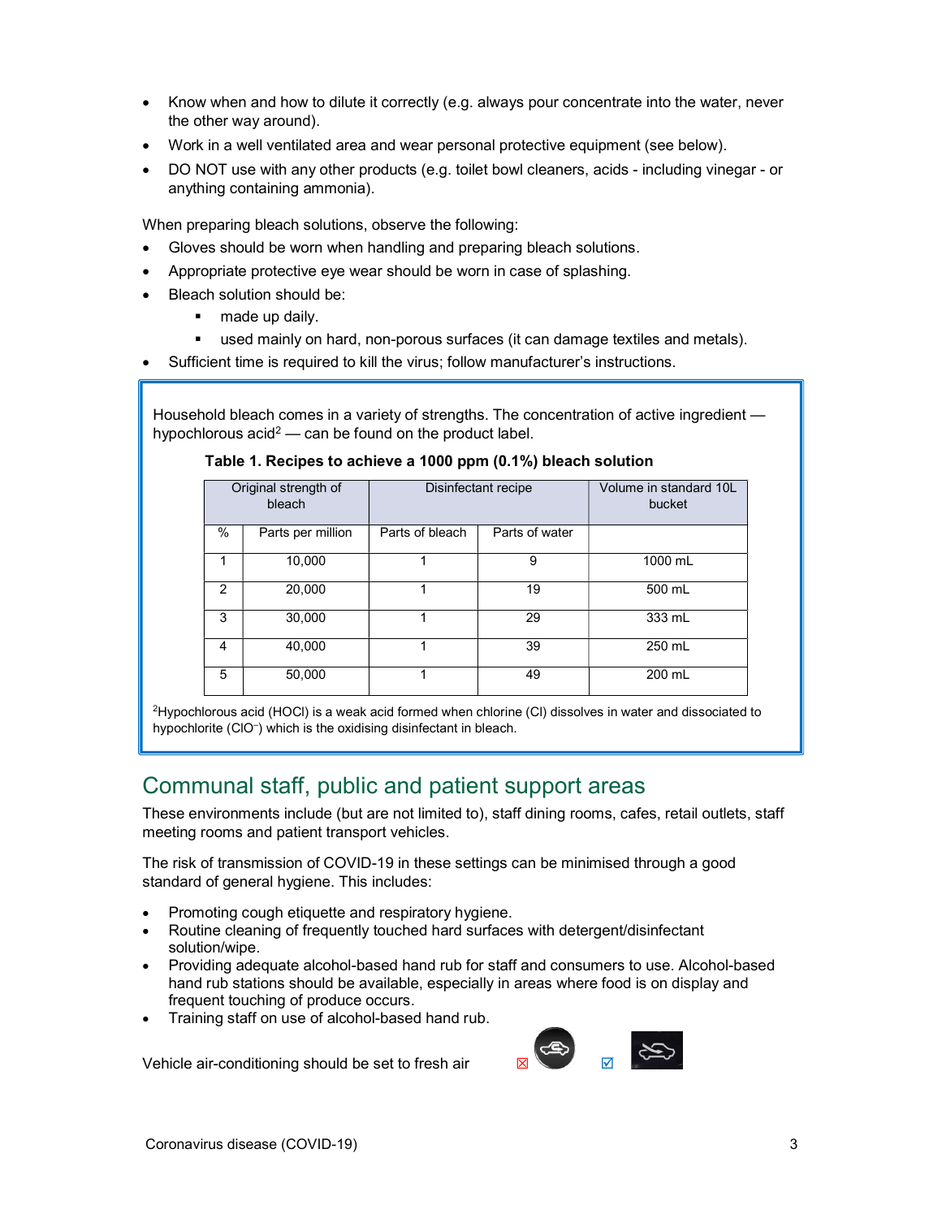- Know when and how to dilute it correctly (e.g. always pour concentrate into the water, never the other way around).
- Work in a well ventilated area and wear personal protective equipment (see below).
- DO NOT use with any other products (e.g. toilet bowl cleaners, acids - including vinegar - or anything containing ammonia).

When preparing bleach solutions, observe the following:

- Gloves should be worn when handling and preparing bleach solutions.
- Appropriate protective eye wear should be worn in case of splashing.
- Bleach solution should be:
  - made up daily.
  - used mainly on hard, non-porous surfaces (it can damage textiles and metals).
- Sufficient time is required to kill the virus; follow manufacturer's instructions.

Household bleach comes in a variety of strengths. The concentration of active ingredient — hypochlorous acid[2] — can be found on the product label.

**Table 1. Recipes to achieve a 1000 ppm (0.1%) bleach solution**

| Original strength of bleach | | Disinfectant recipe | | Volume in standard 10L bucket |
|---|---|---|---|---|
| % | Parts per million | Parts of bleach | Parts of water | |
| 1 | 10,000 | 1 | 9 | 1000 mL |
| 2 | 20,000 | 1 | 19 | 500 mL |
| 3 | 30,000 | 1 | 29 | 333 mL |
| 4 | 40,000 | 1 | 39 | 250 mL |
| 5 | 50,000 | 1 | 49 | 200 mL |

[2]Hypochlorous acid (HOCl) is a weak acid formed when chlorine (Cl) dissolves in water and dissociated to hypochlorite ($ClO^-$) which is the oxidising disinfectant in bleach.

## Communal staff, public and patient support areas

These environments include (but are not limited to), staff dining rooms, cafes, retail outlets, staff meeting rooms and patient transport vehicles.

The risk of transmission of COVID-19 in these settings can be minimised through a good standard of general hygiene. This includes:

- Promoting cough etiquette and respiratory hygiene.
- Routine cleaning of frequently touched hard surfaces with detergent/disinfectant solution/wipe.
- Providing adequate alcohol-based hand rub for staff and consumers to use. Alcohol-based hand rub stations should be available, especially in areas where food is on display and frequent touching of produce occurs.
- Training staff on use of alcohol-based hand rub.

Vehicle air-conditioning should be set to fresh air ☒ ☑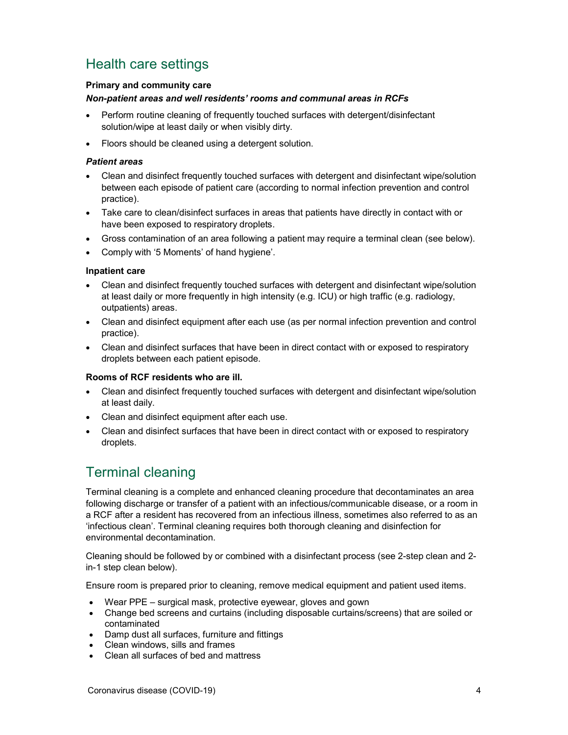## Health care settings

**Primary and community care**

***Non-patient areas and well residents' rooms and communal areas in RCFs***

- Perform routine cleaning of frequently touched surfaces with detergent/disinfectant solution/wipe at least daily or when visibly dirty.
- Floors should be cleaned using a detergent solution.

***Patient areas***

- Clean and disinfect frequently touched surfaces with detergent and disinfectant wipe/solution between each episode of patient care (according to normal infection prevention and control practice).
- Take care to clean/disinfect surfaces in areas that patients have directly in contact with or have been exposed to respiratory droplets.
- Gross contamination of an area following a patient may require a terminal clean (see below).
- Comply with '5 Moments' of hand hygiene'.

**Inpatient care**

- Clean and disinfect frequently touched surfaces with detergent and disinfectant wipe/solution at least daily or more frequently in high intensity (e.g. ICU) or high traffic (e.g. radiology, outpatients) areas.
- Clean and disinfect equipment after each use (as per normal infection prevention and control practice).
- Clean and disinfect surfaces that have been in direct contact with or exposed to respiratory droplets between each patient episode.

**Rooms of RCF residents who are ill.**

- Clean and disinfect frequently touched surfaces with detergent and disinfectant wipe/solution at least daily.
- Clean and disinfect equipment after each use.
- Clean and disinfect surfaces that have been in direct contact with or exposed to respiratory droplets.

## Terminal cleaning

Terminal cleaning is a complete and enhanced cleaning procedure that decontaminates an area following discharge or transfer of a patient with an infectious/communicable disease, or a room in a RCF after a resident has recovered from an infectious illness, sometimes also referred to as an 'infectious clean'. Terminal cleaning requires both thorough cleaning and disinfection for environmental decontamination.

Cleaning should be followed by or combined with a disinfectant process (see 2-step clean and 2-in-1 step clean below).

Ensure room is prepared prior to cleaning, remove medical equipment and patient used items.

- Wear PPE – surgical mask, protective eyewear, gloves and gown
- Change bed screens and curtains (including disposable curtains/screens) that are soiled or contaminated
- Damp dust all surfaces, furniture and fittings
- Clean windows, sills and frames
- Clean all surfaces of bed and mattress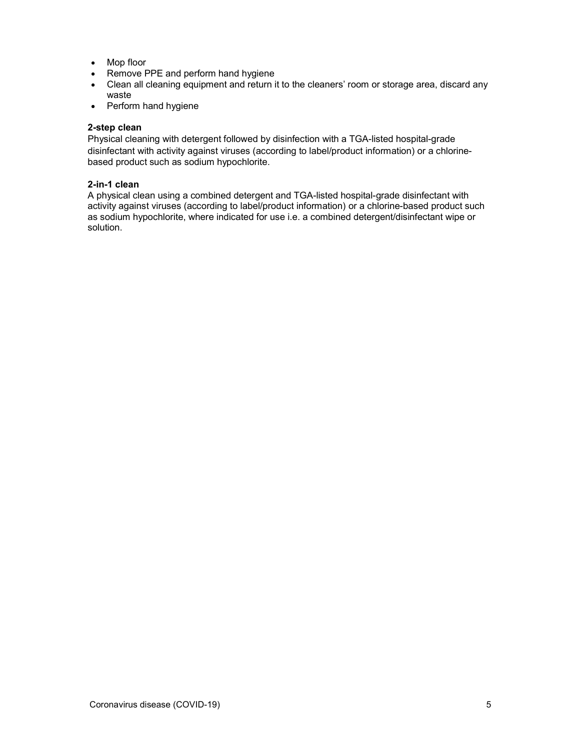- Mop floor
- Remove PPE and perform hand hygiene
- Clean all cleaning equipment and return it to the cleaners' room or storage area, discard any waste
- Perform hand hygiene

**2-step clean**

Physical cleaning with detergent followed by disinfection with a TGA-listed hospital-grade disinfectant with activity against viruses (according to label/product information) or a chlorine-based product such as sodium hypochlorite.

**2-in-1 clean**

A physical clean using a combined detergent and TGA-listed hospital-grade disinfectant with activity against viruses (according to label/product information) or a chlorine-based product such as sodium hypochlorite, where indicated for use i.e. a combined detergent/disinfectant wipe or solution.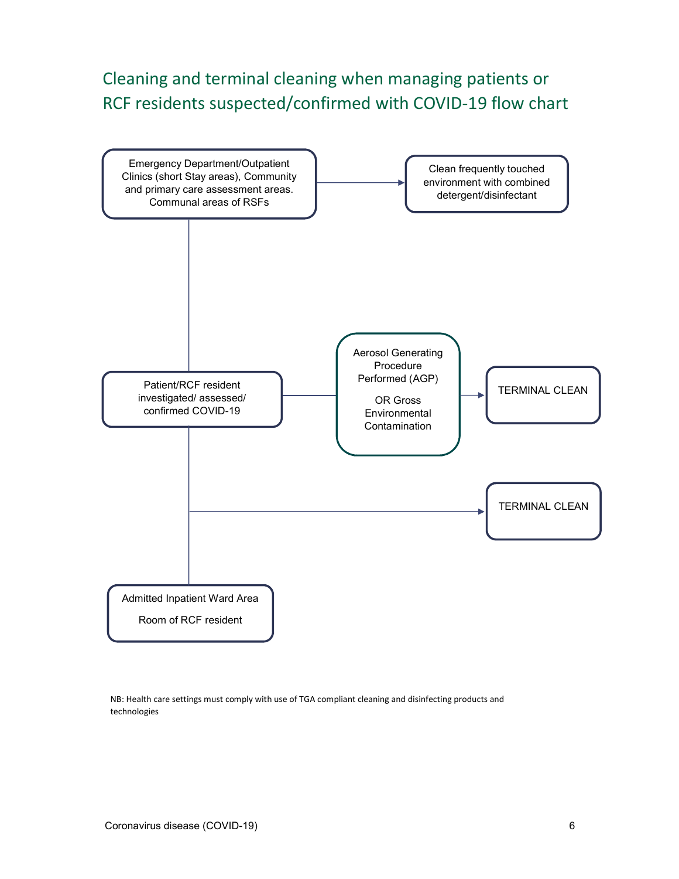## Cleaning and terminal cleaning when managing patients or RCF residents suspected/confirmed with COVID-19 flow chart

Emergency Department/Outpatient Clinics (short Stay areas), Community and primary care assessment areas. Communal areas of RSFs

Clean frequently touched environment with combined detergent/disinfectant

Patient/RCF resident investigated/ assessed/ confirmed COVID-19

Aerosol Generating Procedure Performed (AGP)

OR Gross Environmental Contamination

TERMINAL CLEAN

TERMINAL CLEAN

Admitted Inpatient Ward Area

Room of RCF resident

NB: Health care settings must comply with use of TGA compliant cleaning and disinfecting products and technologies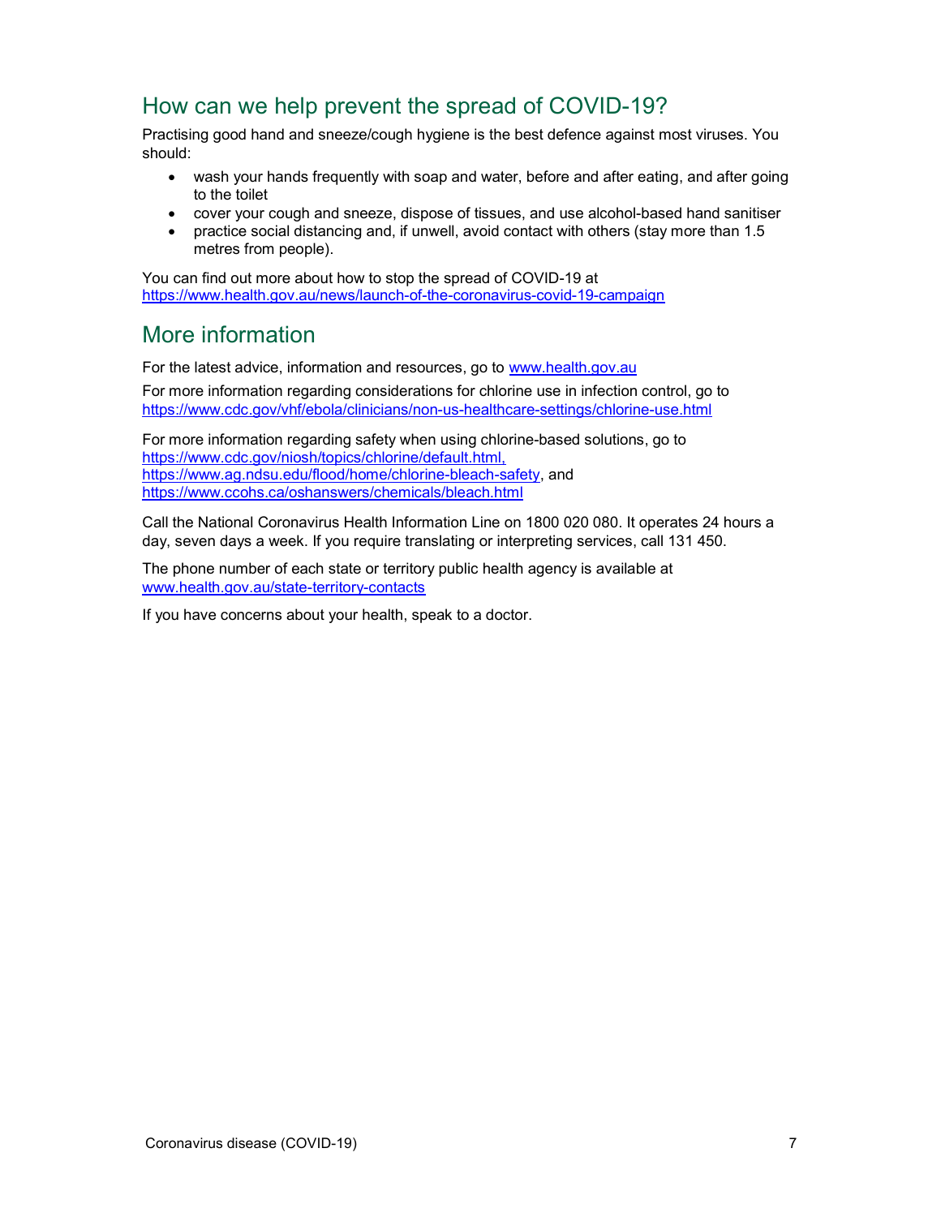## How can we help prevent the spread of COVID-19?

Practising good hand and sneeze/cough hygiene is the best defence against most viruses. You should:

- wash your hands frequently with soap and water, before and after eating, and after going to the toilet
- cover your cough and sneeze, dispose of tissues, and use alcohol-based hand sanitiser
- practice social distancing and, if unwell, avoid contact with others (stay more than 1.5 metres from people).

You can find out more about how to stop the spread of COVID-19 at https://www.health.gov.au/news/launch-of-the-coronavirus-covid-19-campaign

## More information

For the latest advice, information and resources, go to www.health.gov.au

For more information regarding considerations for chlorine use in infection control, go to https://www.cdc.gov/vhf/ebola/clinicians/non-us-healthcare-settings/chlorine-use.html

For more information regarding safety when using chlorine-based solutions, go to https://www.cdc.gov/niosh/topics/chlorine/default.html, https://www.ag.ndsu.edu/flood/home/chlorine-bleach-safety, and https://www.ccohs.ca/oshanswers/chemicals/bleach.html

Call the National Coronavirus Health Information Line on 1800 020 080. It operates 24 hours a day, seven days a week. If you require translating or interpreting services, call 131 450.

The phone number of each state or territory public health agency is available at www.health.gov.au/state-territory-contacts

If you have concerns about your health, speak to a doctor.